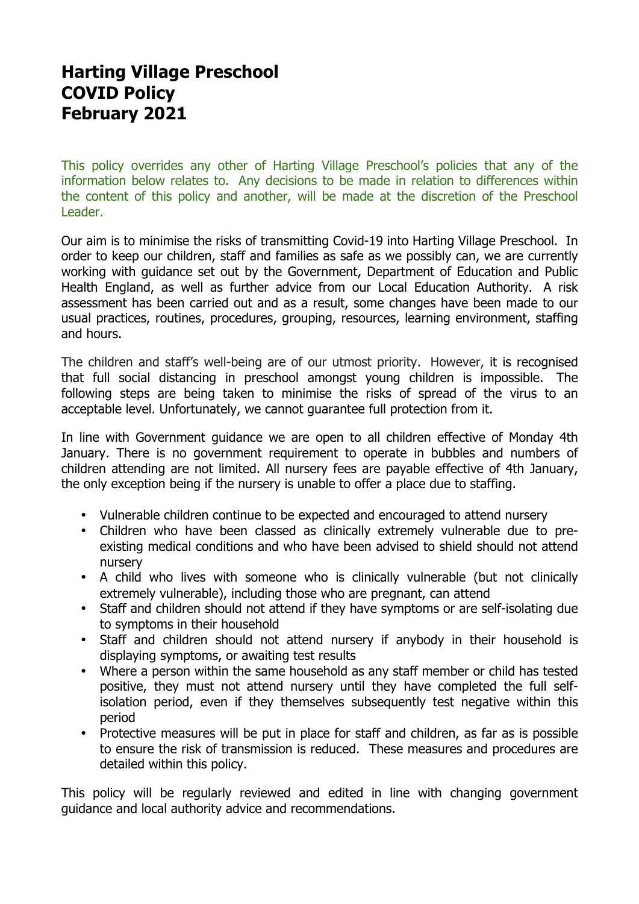# Harting Village Preschool
# COVID Policy
# February 2021

This policy overrides any other of Harting Village Preschool's policies that any of the information below relates to. Any decisions to be made in relation to differences within the content of this policy and another, will be made at the discretion of the Preschool Leader.

Our aim is to minimise the risks of transmitting Covid-19 into Harting Village Preschool. In order to keep our children, staff and families as safe as we possibly can, we are currently working with guidance set out by the Government, Department of Education and Public Health England, as well as further advice from our Local Education Authority. A risk assessment has been carried out and as a result, some changes have been made to our usual practices, routines, procedures, grouping, resources, learning environment, staffing and hours.

The children and staff's well-being are of our utmost priority. However, it is recognised that full social distancing in preschool amongst young children is impossible. The following steps are being taken to minimise the risks of spread of the virus to an acceptable level. Unfortunately, we cannot guarantee full protection from it.

In line with Government guidance we are open to all children effective of Monday 4th January. There is no government requirement to operate in bubbles and numbers of children attending are not limited. All nursery fees are payable effective of 4th January, the only exception being if the nursery is unable to offer a place due to staffing.

- Vulnerable children continue to be expected and encouraged to attend nursery
- Children who have been classed as clinically extremely vulnerable due to pre-existing medical conditions and who have been advised to shield should not attend nursery
- A child who lives with someone who is clinically vulnerable (but not clinically extremely vulnerable), including those who are pregnant, can attend
- Staff and children should not attend if they have symptoms or are self-isolating due to symptoms in their household
- Staff and children should not attend nursery if anybody in their household is displaying symptoms, or awaiting test results
- Where a person within the same household as any staff member or child has tested positive, they must not attend nursery until they have completed the full self-isolation period, even if they themselves subsequently test negative within this period
- Protective measures will be put in place for staff and children, as far as is possible to ensure the risk of transmission is reduced. These measures and procedures are detailed within this policy.

This policy will be regularly reviewed and edited in line with changing government guidance and local authority advice and recommendations.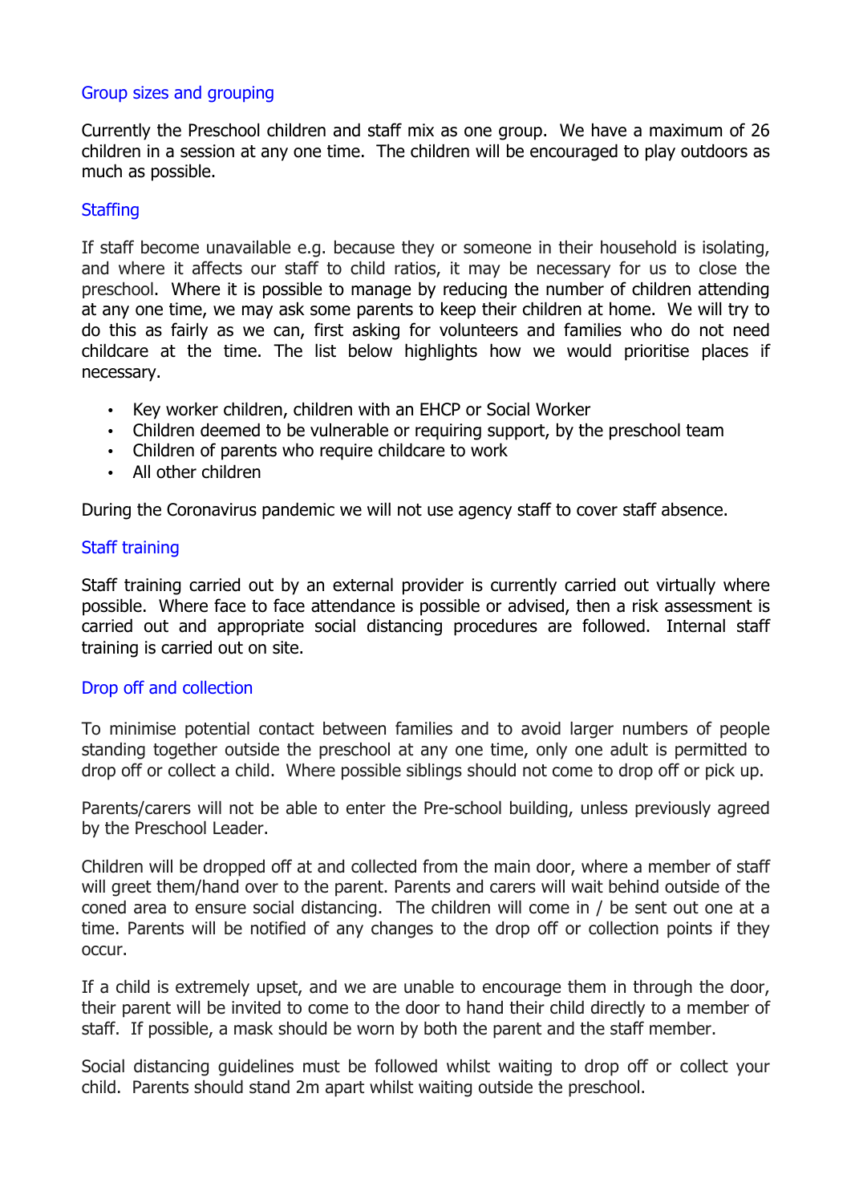## Group sizes and grouping

Currently the Preschool children and staff mix as one group. We have a maximum of 26 children in a session at any one time. The children will be encouraged to play outdoors as much as possible.

## Staffing

If staff become unavailable e.g. because they or someone in their household is isolating, and where it affects our staff to child ratios, it may be necessary for us to close the preschool. Where it is possible to manage by reducing the number of children attending at any one time, we may ask some parents to keep their children at home. We will try to do this as fairly as we can, first asking for volunteers and families who do not need childcare at the time. The list below highlights how we would prioritise places if necessary.

- Key worker children, children with an EHCP or Social Worker
- Children deemed to be vulnerable or requiring support, by the preschool team
- Children of parents who require childcare to work
- All other children

During the Coronavirus pandemic we will not use agency staff to cover staff absence.

## Staff training

Staff training carried out by an external provider is currently carried out virtually where possible. Where face to face attendance is possible or advised, then a risk assessment is carried out and appropriate social distancing procedures are followed. Internal staff training is carried out on site.

## Drop off and collection

To minimise potential contact between families and to avoid larger numbers of people standing together outside the preschool at any one time, only one adult is permitted to drop off or collect a child. Where possible siblings should not come to drop off or pick up.

Parents/carers will not be able to enter the Pre-school building, unless previously agreed by the Preschool Leader.

Children will be dropped off at and collected from the main door, where a member of staff will greet them/hand over to the parent. Parents and carers will wait behind outside of the coned area to ensure social distancing. The children will come in / be sent out one at a time. Parents will be notified of any changes to the drop off or collection points if they occur.

If a child is extremely upset, and we are unable to encourage them in through the door, their parent will be invited to come to the door to hand their child directly to a member of staff. If possible, a mask should be worn by both the parent and the staff member.

Social distancing guidelines must be followed whilst waiting to drop off or collect your child. Parents should stand 2m apart whilst waiting outside the preschool.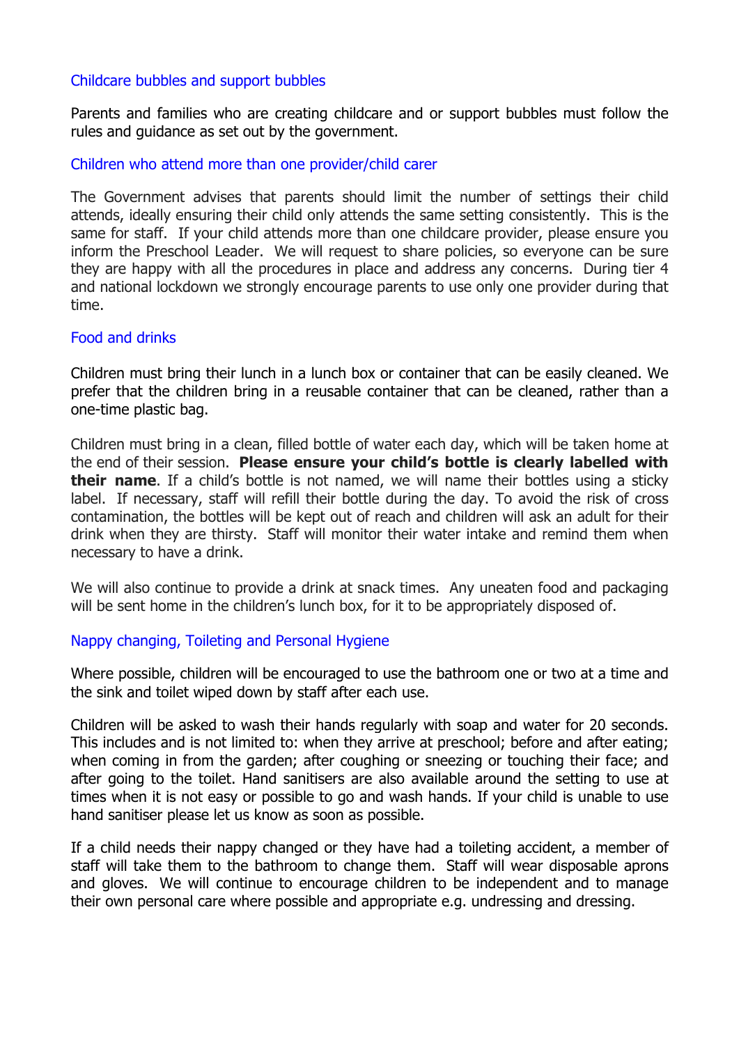## Childcare bubbles and support bubbles

Parents and families who are creating childcare and or support bubbles must follow the rules and guidance as set out by the government.

## Children who attend more than one provider/child carer

The Government advises that parents should limit the number of settings their child attends, ideally ensuring their child only attends the same setting consistently. This is the same for staff. If your child attends more than one childcare provider, please ensure you inform the Preschool Leader. We will request to share policies, so everyone can be sure they are happy with all the procedures in place and address any concerns. During tier 4 and national lockdown we strongly encourage parents to use only one provider during that time.

## Food and drinks

Children must bring their lunch in a lunch box or container that can be easily cleaned. We prefer that the children bring in a reusable container that can be cleaned, rather than a one-time plastic bag.

Children must bring in a clean, filled bottle of water each day, which will be taken home at the end of their session. **Please ensure your child's bottle is clearly labelled with their name**. If a child's bottle is not named, we will name their bottles using a sticky label. If necessary, staff will refill their bottle during the day. To avoid the risk of cross contamination, the bottles will be kept out of reach and children will ask an adult for their drink when they are thirsty. Staff will monitor their water intake and remind them when necessary to have a drink.

We will also continue to provide a drink at snack times. Any uneaten food and packaging will be sent home in the children's lunch box, for it to be appropriately disposed of.

## Nappy changing, Toileting and Personal Hygiene

Where possible, children will be encouraged to use the bathroom one or two at a time and the sink and toilet wiped down by staff after each use.

Children will be asked to wash their hands regularly with soap and water for 20 seconds. This includes and is not limited to: when they arrive at preschool; before and after eating; when coming in from the garden; after coughing or sneezing or touching their face; and after going to the toilet. Hand sanitisers are also available around the setting to use at times when it is not easy or possible to go and wash hands. If your child is unable to use hand sanitiser please let us know as soon as possible.

If a child needs their nappy changed or they have had a toileting accident, a member of staff will take them to the bathroom to change them. Staff will wear disposable aprons and gloves. We will continue to encourage children to be independent and to manage their own personal care where possible and appropriate e.g. undressing and dressing.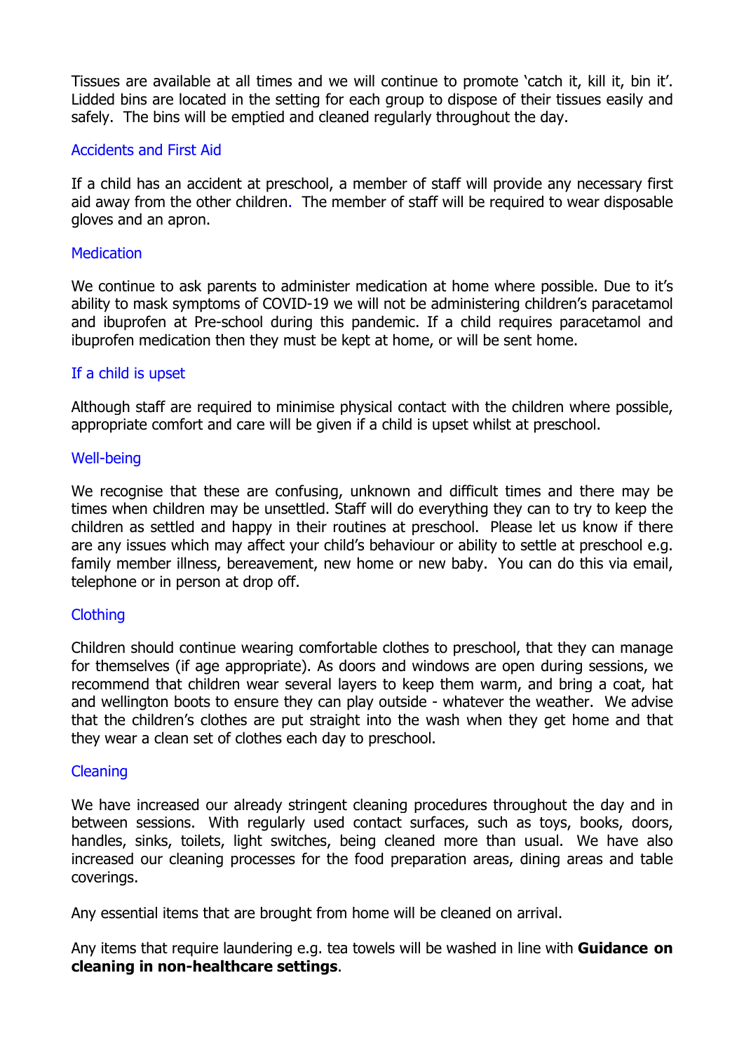Tissues are available at all times and we will continue to promote 'catch it, kill it, bin it'. Lidded bins are located in the setting for each group to dispose of their tissues easily and safely. The bins will be emptied and cleaned regularly throughout the day.

## Accidents and First Aid

If a child has an accident at preschool, a member of staff will provide any necessary first aid away from the other children. The member of staff will be required to wear disposable gloves and an apron.

## Medication

We continue to ask parents to administer medication at home where possible. Due to it's ability to mask symptoms of COVID-19 we will not be administering children's paracetamol and ibuprofen at Pre-school during this pandemic. If a child requires paracetamol and ibuprofen medication then they must be kept at home, or will be sent home.

## If a child is upset

Although staff are required to minimise physical contact with the children where possible, appropriate comfort and care will be given if a child is upset whilst at preschool.

## Well-being

We recognise that these are confusing, unknown and difficult times and there may be times when children may be unsettled. Staff will do everything they can to try to keep the children as settled and happy in their routines at preschool. Please let us know if there are any issues which may affect your child's behaviour or ability to settle at preschool e.g. family member illness, bereavement, new home or new baby. You can do this via email, telephone or in person at drop off.

## Clothing

Children should continue wearing comfortable clothes to preschool, that they can manage for themselves (if age appropriate). As doors and windows are open during sessions, we recommend that children wear several layers to keep them warm, and bring a coat, hat and wellington boots to ensure they can play outside - whatever the weather. We advise that the children's clothes are put straight into the wash when they get home and that they wear a clean set of clothes each day to preschool.

## Cleaning

We have increased our already stringent cleaning procedures throughout the day and in between sessions. With regularly used contact surfaces, such as toys, books, doors, handles, sinks, toilets, light switches, being cleaned more than usual. We have also increased our cleaning processes for the food preparation areas, dining areas and table coverings.

Any essential items that are brought from home will be cleaned on arrival.

Any items that require laundering e.g. tea towels will be washed in line with **Guidance on cleaning in non-healthcare settings**.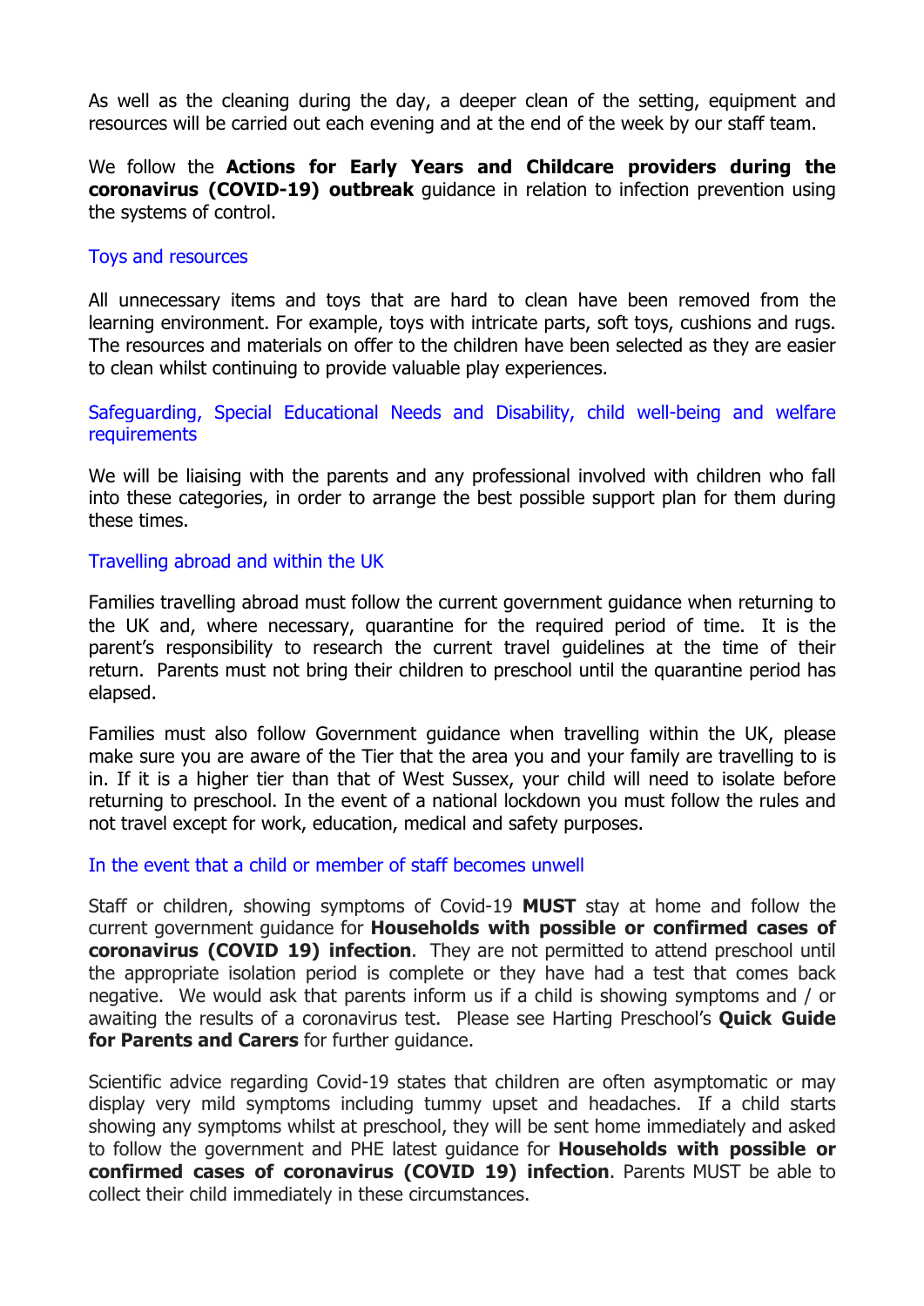As well as the cleaning during the day, a deeper clean of the setting, equipment and resources will be carried out each evening and at the end of the week by our staff team.

We follow the **Actions for Early Years and Childcare providers during the coronavirus (COVID-19) outbreak** guidance in relation to infection prevention using the systems of control.

## Toys and resources

All unnecessary items and toys that are hard to clean have been removed from the learning environment. For example, toys with intricate parts, soft toys, cushions and rugs. The resources and materials on offer to the children have been selected as they are easier to clean whilst continuing to provide valuable play experiences.

## Safeguarding, Special Educational Needs and Disability, child well-being and welfare requirements

We will be liaising with the parents and any professional involved with children who fall into these categories, in order to arrange the best possible support plan for them during these times.

## Travelling abroad and within the UK

Families travelling abroad must follow the current government guidance when returning to the UK and, where necessary, quarantine for the required period of time. It is the parent's responsibility to research the current travel guidelines at the time of their return. Parents must not bring their children to preschool until the quarantine period has elapsed.

Families must also follow Government guidance when travelling within the UK, please make sure you are aware of the Tier that the area you and your family are travelling to is in. If it is a higher tier than that of West Sussex, your child will need to isolate before returning to preschool. In the event of a national lockdown you must follow the rules and not travel except for work, education, medical and safety purposes.

## In the event that a child or member of staff becomes unwell

Staff or children, showing symptoms of Covid-19 **MUST** stay at home and follow the current government guidance for **Households with possible or confirmed cases of coronavirus (COVID 19) infection**. They are not permitted to attend preschool until the appropriate isolation period is complete or they have had a test that comes back negative. We would ask that parents inform us if a child is showing symptoms and / or awaiting the results of a coronavirus test. Please see Harting Preschool's **Quick Guide for Parents and Carers** for further guidance.

Scientific advice regarding Covid-19 states that children are often asymptomatic or may display very mild symptoms including tummy upset and headaches. If a child starts showing any symptoms whilst at preschool, they will be sent home immediately and asked to follow the government and PHE latest guidance for **Households with possible or confirmed cases of coronavirus (COVID 19) infection**. Parents MUST be able to collect their child immediately in these circumstances.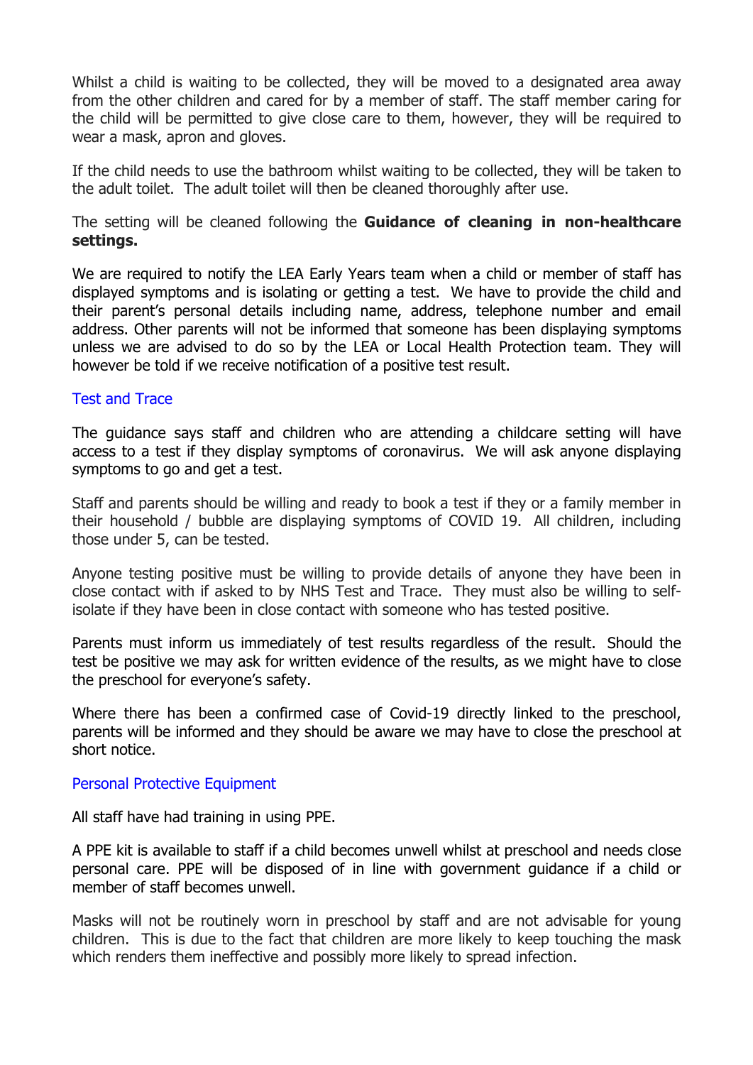Whilst a child is waiting to be collected, they will be moved to a designated area away from the other children and cared for by a member of staff. The staff member caring for the child will be permitted to give close care to them, however, they will be required to wear a mask, apron and gloves.

If the child needs to use the bathroom whilst waiting to be collected, they will be taken to the adult toilet. The adult toilet will then be cleaned thoroughly after use.

The setting will be cleaned following the **Guidance of cleaning in non-healthcare settings.**

We are required to notify the LEA Early Years team when a child or member of staff has displayed symptoms and is isolating or getting a test. We have to provide the child and their parent's personal details including name, address, telephone number and email address. Other parents will not be informed that someone has been displaying symptoms unless we are advised to do so by the LEA or Local Health Protection team. They will however be told if we receive notification of a positive test result.

## Test and Trace

The guidance says staff and children who are attending a childcare setting will have access to a test if they display symptoms of coronavirus. We will ask anyone displaying symptoms to go and get a test.

Staff and parents should be willing and ready to book a test if they or a family member in their household / bubble are displaying symptoms of COVID 19. All children, including those under 5, can be tested.

Anyone testing positive must be willing to provide details of anyone they have been in close contact with if asked to by NHS Test and Trace. They must also be willing to self-isolate if they have been in close contact with someone who has tested positive.

Parents must inform us immediately of test results regardless of the result. Should the test be positive we may ask for written evidence of the results, as we might have to close the preschool for everyone's safety.

Where there has been a confirmed case of Covid-19 directly linked to the preschool, parents will be informed and they should be aware we may have to close the preschool at short notice.

## Personal Protective Equipment

All staff have had training in using PPE.

A PPE kit is available to staff if a child becomes unwell whilst at preschool and needs close personal care. PPE will be disposed of in line with government guidance if a child or member of staff becomes unwell.

Masks will not be routinely worn in preschool by staff and are not advisable for young children. This is due to the fact that children are more likely to keep touching the mask which renders them ineffective and possibly more likely to spread infection.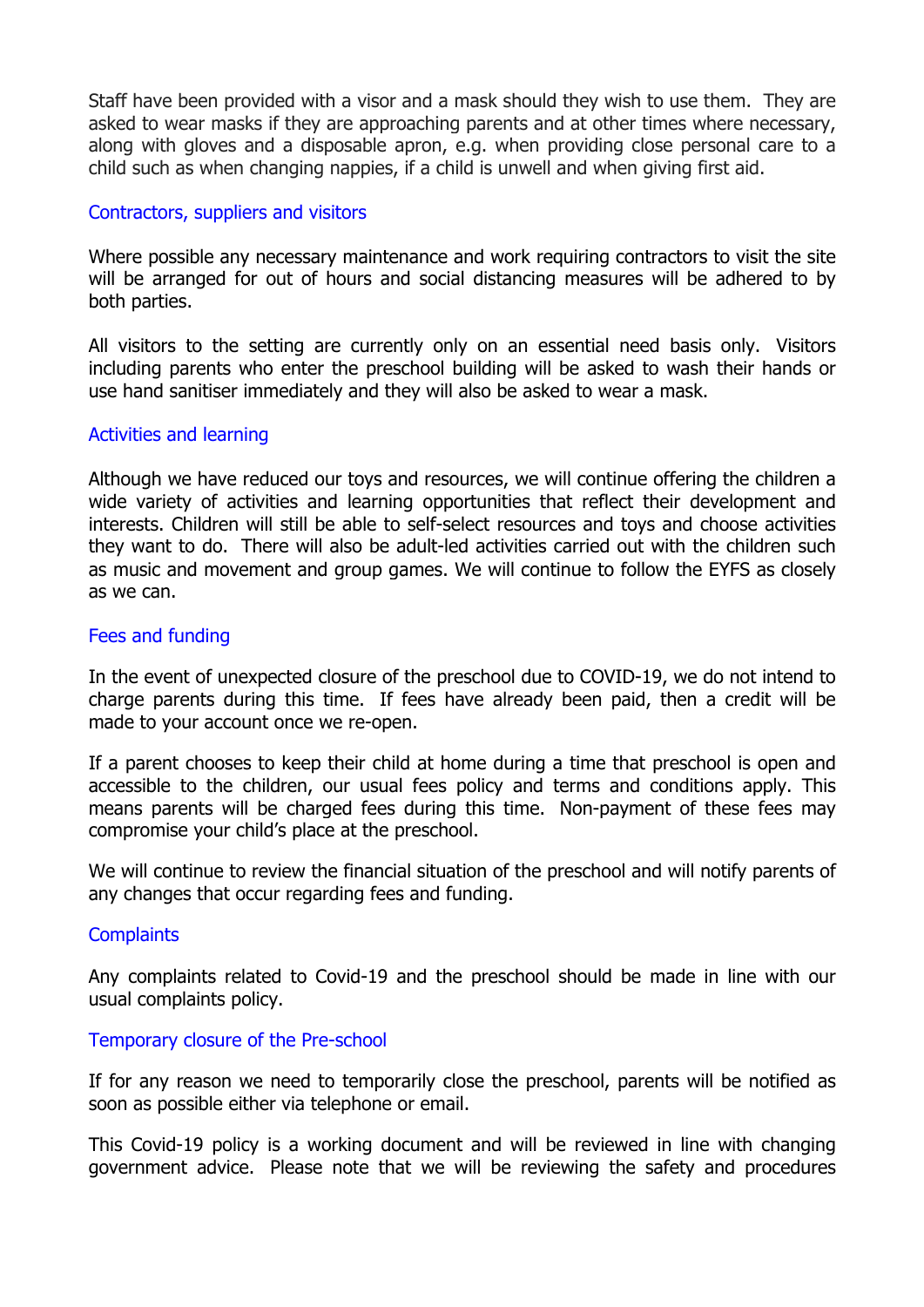Staff have been provided with a visor and a mask should they wish to use them. They are asked to wear masks if they are approaching parents and at other times where necessary, along with gloves and a disposable apron, e.g. when providing close personal care to a child such as when changing nappies, if a child is unwell and when giving first aid.

## Contractors, suppliers and visitors

Where possible any necessary maintenance and work requiring contractors to visit the site will be arranged for out of hours and social distancing measures will be adhered to by both parties.

All visitors to the setting are currently only on an essential need basis only. Visitors including parents who enter the preschool building will be asked to wash their hands or use hand sanitiser immediately and they will also be asked to wear a mask.

## Activities and learning

Although we have reduced our toys and resources, we will continue offering the children a wide variety of activities and learning opportunities that reflect their development and interests. Children will still be able to self-select resources and toys and choose activities they want to do. There will also be adult-led activities carried out with the children such as music and movement and group games. We will continue to follow the EYFS as closely as we can.

## Fees and funding

In the event of unexpected closure of the preschool due to COVID-19, we do not intend to charge parents during this time. If fees have already been paid, then a credit will be made to your account once we re-open.

If a parent chooses to keep their child at home during a time that preschool is open and accessible to the children, our usual fees policy and terms and conditions apply. This means parents will be charged fees during this time. Non-payment of these fees may compromise your child's place at the preschool.

We will continue to review the financial situation of the preschool and will notify parents of any changes that occur regarding fees and funding.

## Complaints

Any complaints related to Covid-19 and the preschool should be made in line with our usual complaints policy.

## Temporary closure of the Pre-school

If for any reason we need to temporarily close the preschool, parents will be notified as soon as possible either via telephone or email.

This Covid-19 policy is a working document and will be reviewed in line with changing government advice. Please note that we will be reviewing the safety and procedures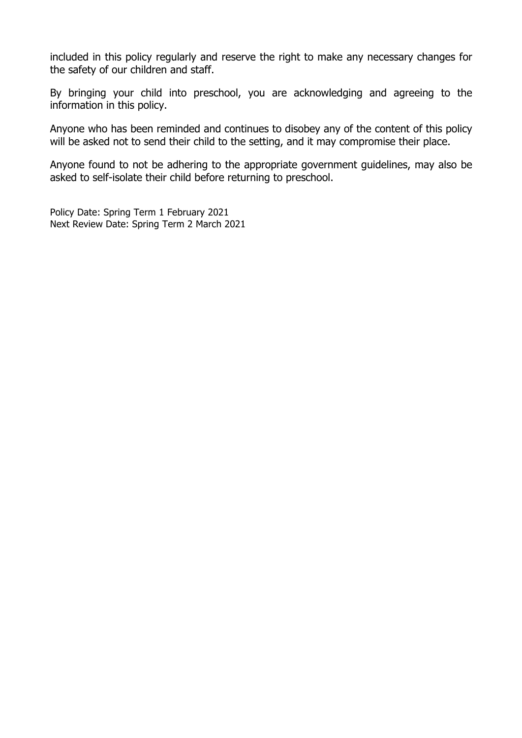included in this policy regularly and reserve the right to make any necessary changes for the safety of our children and staff.

By bringing your child into preschool, you are acknowledging and agreeing to the information in this policy.

Anyone who has been reminded and continues to disobey any of the content of this policy will be asked not to send their child to the setting, and it may compromise their place.

Anyone found to not be adhering to the appropriate government guidelines, may also be asked to self-isolate their child before returning to preschool.

Policy Date: Spring Term 1 February 2021
Next Review Date: Spring Term 2 March 2021